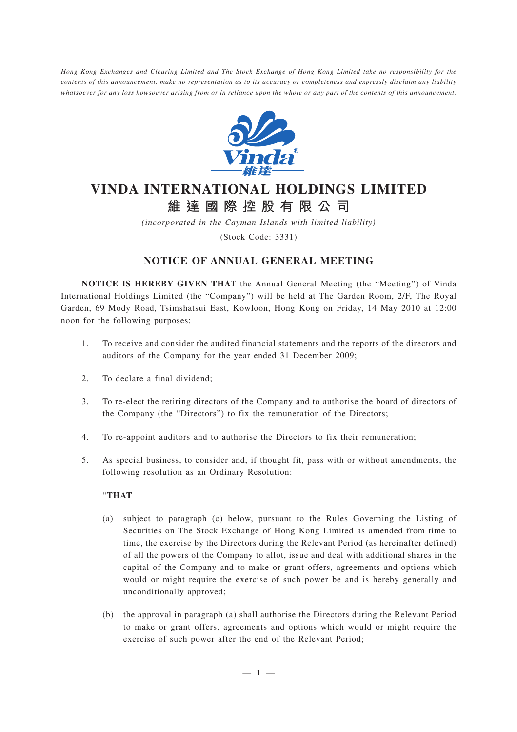*Hong Kong Exchanges and Clearing Limited and The Stock Exchange of Hong Kong Limited take no responsibility for the contents of this announcement, make no representation as to its accuracy or completeness and expressly disclaim any liability whatsoever for any loss howsoever arising from or in reliance upon the whole or any part of the contents of this announcement.*

# VINDA INTERNATIONAL HOLDINGS LIMITED
# 維達國際控股有限公司

*(incorporated in the Cayman Islands with limited liability)*

(Stock Code: 3331)

## NOTICE OF ANNUAL GENERAL MEETING

**NOTICE IS HEREBY GIVEN THAT** the Annual General Meeting (the "Meeting") of Vinda International Holdings Limited (the "Company") will be held at The Garden Room, 2/F, The Royal Garden, 69 Mody Road, Tsimshatsui East, Kowloon, Hong Kong on Friday, 14 May 2010 at 12:00 noon for the following purposes:

1. To receive and consider the audited financial statements and the reports of the directors and auditors of the Company for the year ended 31 December 2009;

2. To declare a final dividend;

3. To re-elect the retiring directors of the Company and to authorise the board of directors of the Company (the "Directors") to fix the remuneration of the Directors;

4. To re-appoint auditors and to authorise the Directors to fix their remuneration;

5. As special business, to consider and, if thought fit, pass with or without amendments, the following resolution as an Ordinary Resolution:

   "**THAT**

   (a) subject to paragraph (c) below, pursuant to the Rules Governing the Listing of Securities on The Stock Exchange of Hong Kong Limited as amended from time to time, the exercise by the Directors during the Relevant Period (as hereinafter defined) of all the powers of the Company to allot, issue and deal with additional shares in the capital of the Company and to make or grant offers, agreements and options which would or might require the exercise of such power be and is hereby generally and unconditionally approved;

   (b) the approval in paragraph (a) shall authorise the Directors during the Relevant Period to make or grant offers, agreements and options which would or might require the exercise of such power after the end of the Relevant Period;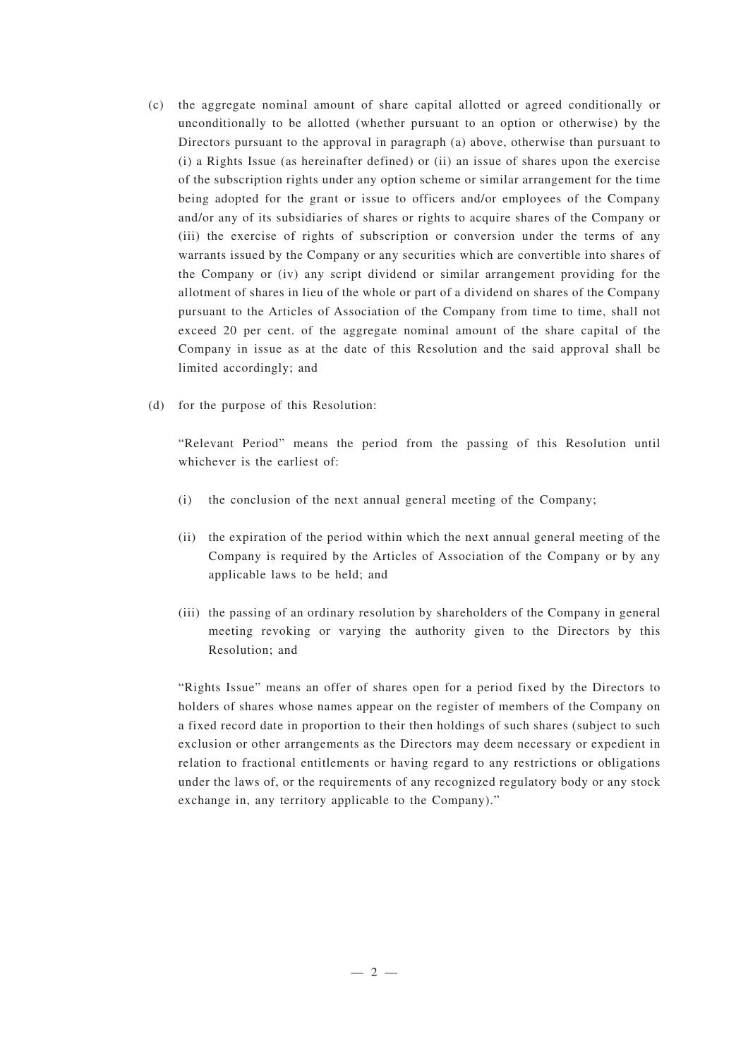(c) the aggregate nominal amount of share capital allotted or agreed conditionally or unconditionally to be allotted (whether pursuant to an option or otherwise) by the Directors pursuant to the approval in paragraph (a) above, otherwise than pursuant to (i) a Rights Issue (as hereinafter defined) or (ii) an issue of shares upon the exercise of the subscription rights under any option scheme or similar arrangement for the time being adopted for the grant or issue to officers and/or employees of the Company and/or any of its subsidiaries of shares or rights to acquire shares of the Company or (iii) the exercise of rights of subscription or conversion under the terms of any warrants issued by the Company or any securities which are convertible into shares of the Company or (iv) any script dividend or similar arrangement providing for the allotment of shares in lieu of the whole or part of a dividend on shares of the Company pursuant to the Articles of Association of the Company from time to time, shall not exceed 20 per cent. of the aggregate nominal amount of the share capital of the Company in issue as at the date of this Resolution and the said approval shall be limited accordingly; and

(d) for the purpose of this Resolution:

"Relevant Period" means the period from the passing of this Resolution until whichever is the earliest of:

(i) the conclusion of the next annual general meeting of the Company;

(ii) the expiration of the period within which the next annual general meeting of the Company is required by the Articles of Association of the Company or by any applicable laws to be held; and

(iii) the passing of an ordinary resolution by shareholders of the Company in general meeting revoking or varying the authority given to the Directors by this Resolution; and

"Rights Issue" means an offer of shares open for a period fixed by the Directors to holders of shares whose names appear on the register of members of the Company on a fixed record date in proportion to their then holdings of such shares (subject to such exclusion or other arrangements as the Directors may deem necessary or expedient in relation to fractional entitlements or having regard to any restrictions or obligations under the laws of, or the requirements of any recognized regulatory body or any stock exchange in, any territory applicable to the Company)."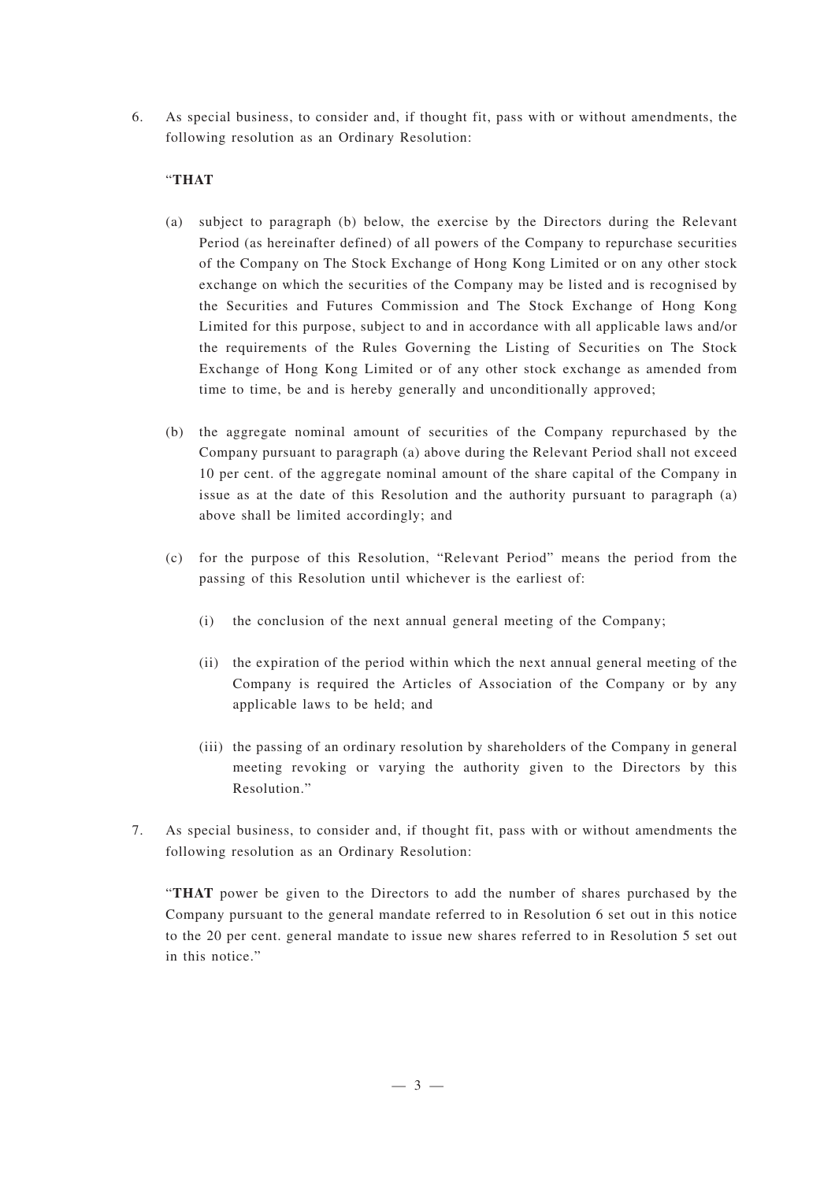6. As special business, to consider and, if thought fit, pass with or without amendments, the following resolution as an Ordinary Resolution:

   "**THAT**

   (a) subject to paragraph (b) below, the exercise by the Directors during the Relevant Period (as hereinafter defined) of all powers of the Company to repurchase securities of the Company on The Stock Exchange of Hong Kong Limited or on any other stock exchange on which the securities of the Company may be listed and is recognised by the Securities and Futures Commission and The Stock Exchange of Hong Kong Limited for this purpose, subject to and in accordance with all applicable laws and/or the requirements of the Rules Governing the Listing of Securities on The Stock Exchange of Hong Kong Limited or of any other stock exchange as amended from time to time, be and is hereby generally and unconditionally approved;

   (b) the aggregate nominal amount of securities of the Company repurchased by the Company pursuant to paragraph (a) above during the Relevant Period shall not exceed 10 per cent. of the aggregate nominal amount of the share capital of the Company in issue as at the date of this Resolution and the authority pursuant to paragraph (a) above shall be limited accordingly; and

   (c) for the purpose of this Resolution, "Relevant Period" means the period from the passing of this Resolution until whichever is the earliest of:

      (i) the conclusion of the next annual general meeting of the Company;

      (ii) the expiration of the period within which the next annual general meeting of the Company is required the Articles of Association of the Company or by any applicable laws to be held; and

      (iii) the passing of an ordinary resolution by shareholders of the Company in general meeting revoking or varying the authority given to the Directors by this Resolution."

7. As special business, to consider and, if thought fit, pass with or without amendments the following resolution as an Ordinary Resolution:

   "**THAT** power be given to the Directors to add the number of shares purchased by the Company pursuant to the general mandate referred to in Resolution 6 set out in this notice to the 20 per cent. general mandate to issue new shares referred to in Resolution 5 set out in this notice."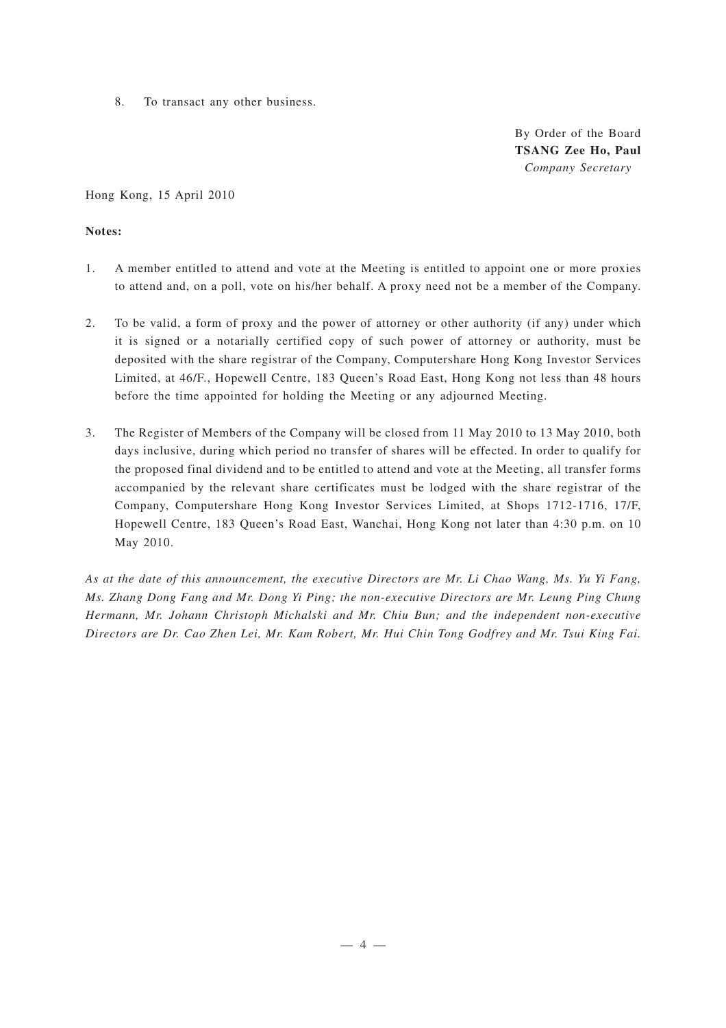8. To transact any other business.

By Order of the Board
**TSANG Zee Ho, Paul**
*Company Secretary*

Hong Kong, 15 April 2010

**Notes:**

1. A member entitled to attend and vote at the Meeting is entitled to appoint one or more proxies to attend and, on a poll, vote on his/her behalf. A proxy need not be a member of the Company.

2. To be valid, a form of proxy and the power of attorney or other authority (if any) under which it is signed or a notarially certified copy of such power of attorney or authority, must be deposited with the share registrar of the Company, Computershare Hong Kong Investor Services Limited, at 46/F., Hopewell Centre, 183 Queen's Road East, Hong Kong not less than 48 hours before the time appointed for holding the Meeting or any adjourned Meeting.

3. The Register of Members of the Company will be closed from 11 May 2010 to 13 May 2010, both days inclusive, during which period no transfer of shares will be effected. In order to qualify for the proposed final dividend and to be entitled to attend and vote at the Meeting, all transfer forms accompanied by the relevant share certificates must be lodged with the share registrar of the Company, Computershare Hong Kong Investor Services Limited, at Shops 1712-1716, 17/F, Hopewell Centre, 183 Queen's Road East, Wanchai, Hong Kong not later than 4:30 p.m. on 10 May 2010.

*As at the date of this announcement, the executive Directors are Mr. Li Chao Wang, Ms. Yu Yi Fang, Ms. Zhang Dong Fang and Mr. Dong Yi Ping; the non-executive Directors are Mr. Leung Ping Chung Hermann, Mr. Johann Christoph Michalski and Mr. Chiu Bun; and the independent non-executive Directors are Dr. Cao Zhen Lei, Mr. Kam Robert, Mr. Hui Chin Tong Godfrey and Mr. Tsui King Fai.*